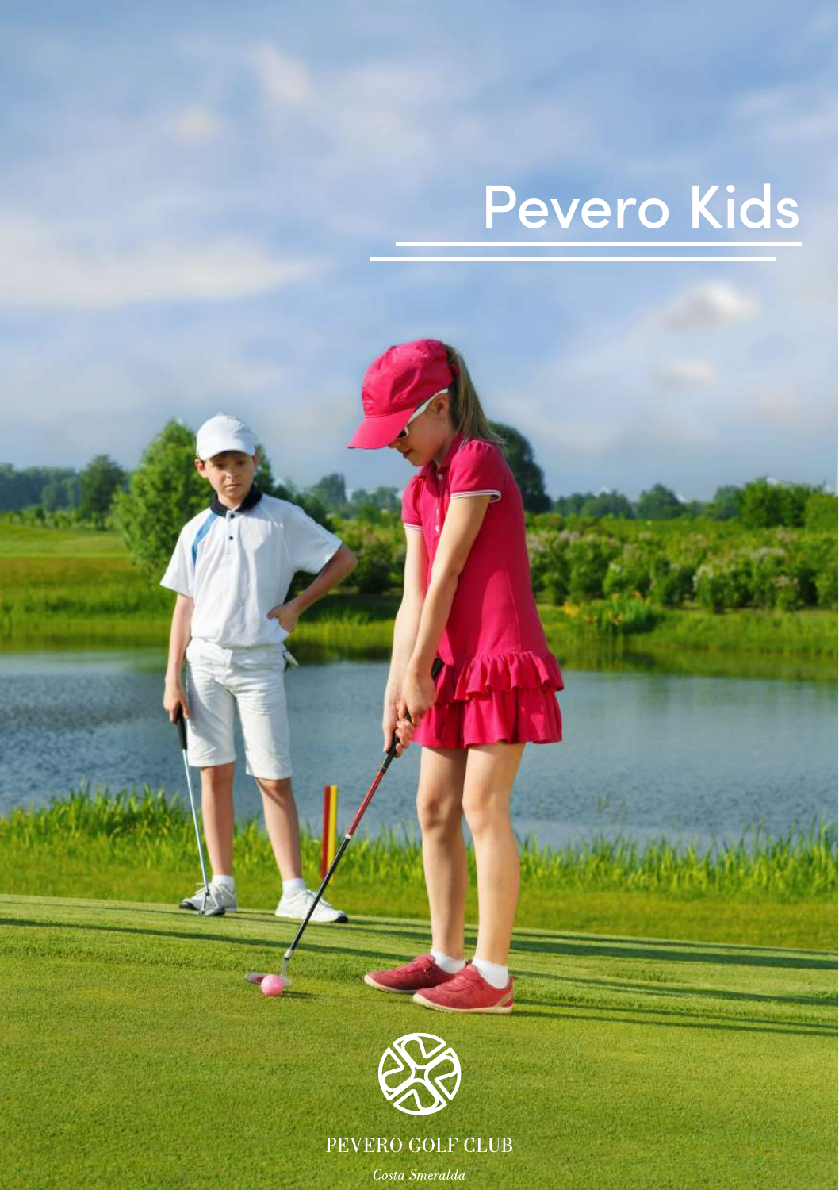# Pevero Kids

PEVERO GOLF CLUB

*Costa Smeralda*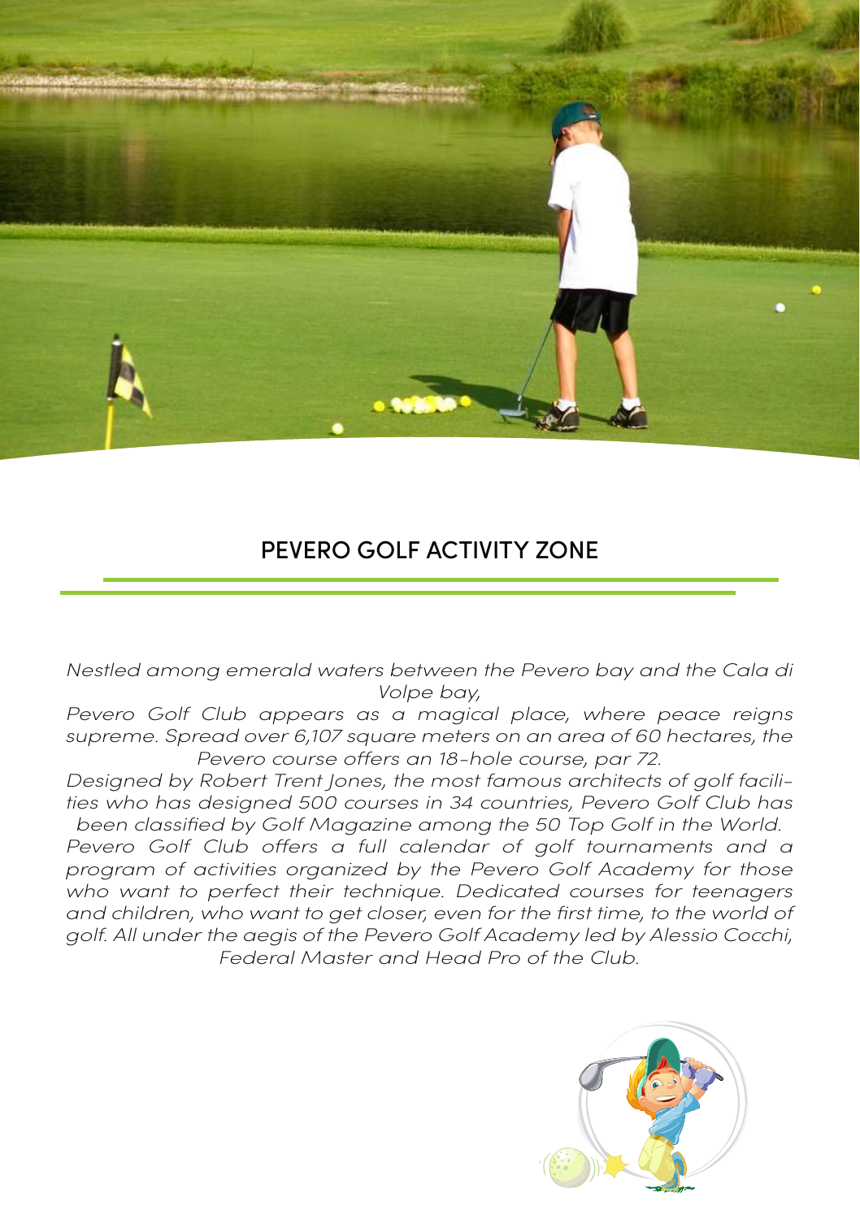## PEVERO GOLF ACTIVITY ZONE

*Nestled among emerald waters between the Pevero bay and the Cala di Volpe bay,*

*Pevero Golf Club appears as a magical place, where peace reigns supreme. Spread over 6,107 square meters on an area of 60 hectares, the Pevero course offers an 18-hole course, par 72.*

*Designed by Robert Trent Jones, the most famous architects of golf facilities who has designed 500 courses in 34 countries, Pevero Golf Club has been classified by Golf Magazine among the 50 Top Golf in the World. Pevero Golf Club offers a full calendar of golf tournaments and a program of activities organized by the Pevero Golf Academy for those who want to perfect their technique. Dedicated courses for teenagers and children, who want to get closer, even for the first time, to the world of golf. All under the aegis of the Pevero Golf Academy led by Alessio Cocchi, Federal Master and Head Pro of the Club.*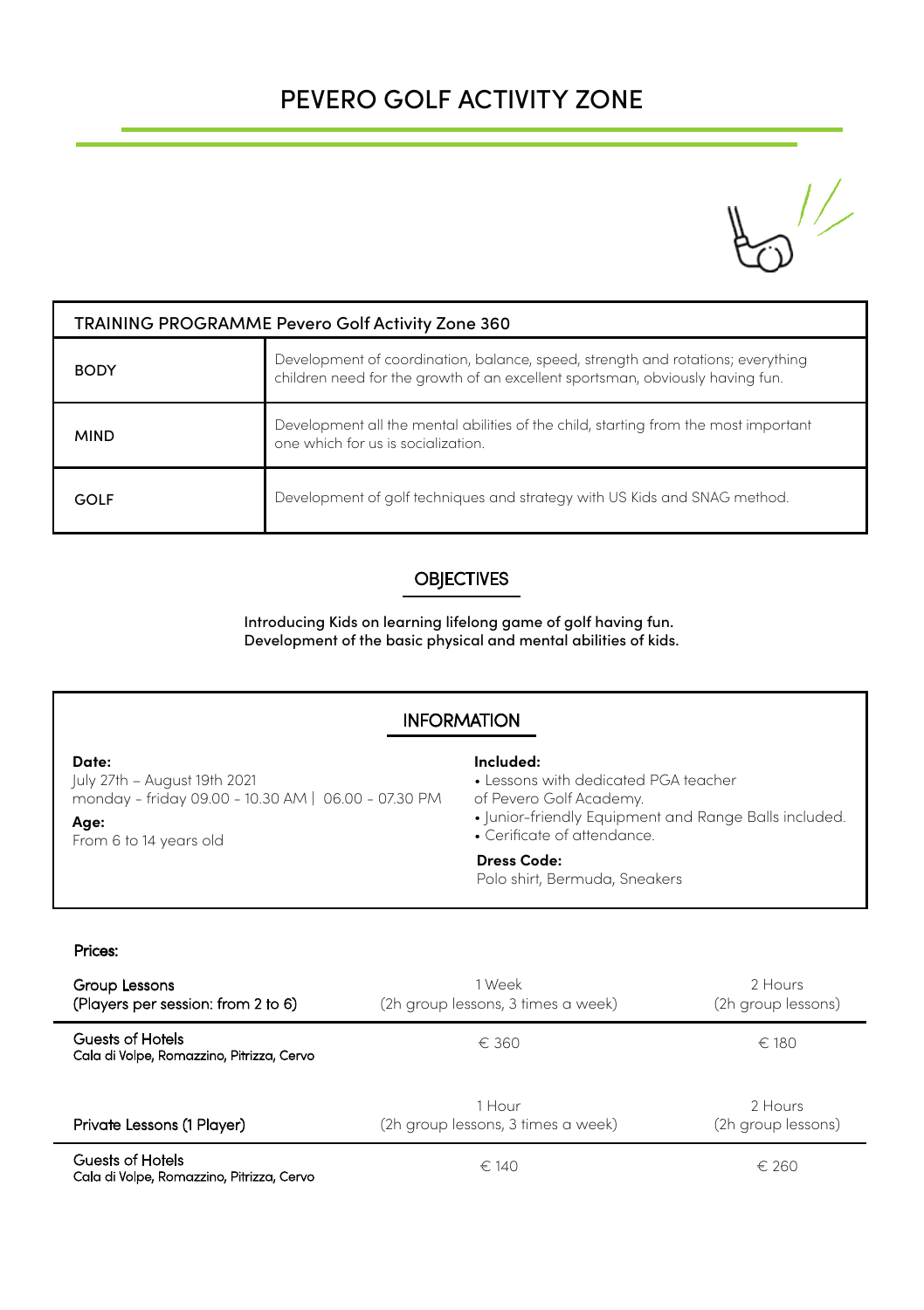# PEVERO GOLF ACTIVITY ZONE

| TRAINING PROGRAMME Pevero Golf Activity Zone 360 | |
|---|---|
| BODY | Development of coordination, balance, speed, strength and rotations; everything children need for the growth of an excellent sportsman, obviously having fun. |
| MIND | Development all the mental abilities of the child, starting from the most important one which for us is socialization. |
| GOLF | Development of golf techniques and strategy with US Kids and SNAG method. |

## OBJECTIVES

Introducing Kids on learning lifelong game of golf having fun.
Development of the basic physical and mental abilities of kids.

## INFORMATION

**Date:**
July 27th – August 19th 2021
monday - friday 09.00 - 10.30 AM | 06.00 - 07.30 PM

**Age:**
From 6 to 14 years old

**Included:**
- Lessons with dedicated PGA teacher of Pevero Golf Academy.
- Junior-friendly Equipment and Range Balls included.
- Cerificate of attendance.

**Dress Code:**
Polo shirt, Bermuda, Sneakers

**Prices:**

| Group Lessons (Players per session: from 2 to 6) | 1 Week (2h group lessons, 3 times a week) | 2 Hours (2h group lessons) |
|---|---|---|
| Guests of Hotels Cala di Volpe, Romazzino, Pitrizza, Cervo | € 360 | € 180 |

| Private Lessons (1 Player) | 1 Hour (2h group lessons, 3 times a week) | 2 Hours (2h group lessons) |
|---|---|---|
| Guests of Hotels Cala di Volpe, Romazzino, Pitrizza, Cervo | € 140 | € 260 |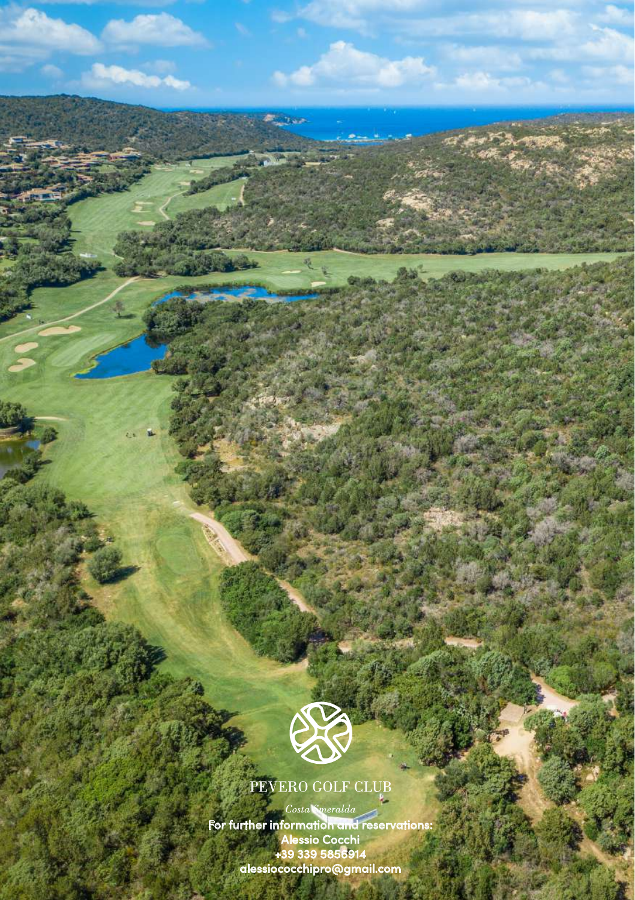PEVERO GOLF CLUB

*Costa Smeralda*

**For further information and reservations:**

**Alessio Cocchi**

**+39 339 5856914**

**alessiococchipro@gmail.com**